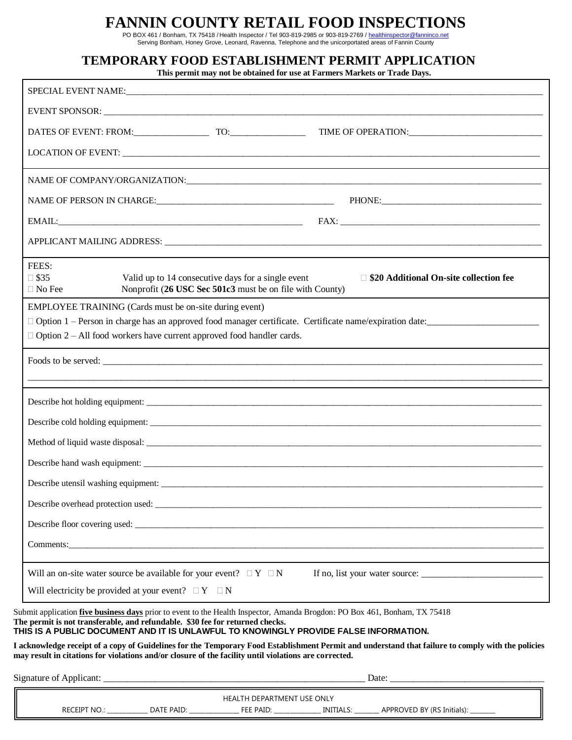# FANNIN COUNTY RETAIL FOOD INSPECTIONS

PO BOX 461 / Bonham, TX 75418 / Health Inspector / Tel 903-819-2985 or 903-819-2769 / healthinspector@fanninco.net
Serving Bonham, Honey Grove, Leonard, Ravenna, Telephone and the unicorportated areas of Fannin County

## TEMPORARY FOOD ESTABLISHMENT PERMIT APPLICATION

**This permit may not be obtained for use at Farmers Markets or Trade Days.**

SPECIAL EVENT NAME:___________________________________________________________________________

EVENT SPONSOR: ______________________________________________________________________________

DATES OF EVENT: FROM:________________ TO:________________ TIME OF OPERATION:____________________________

LOCATION OF EVENT: ___________________________________________________________________________

NAME OF COMPANY/ORGANIZATION:_______________________________________________________________

NAME OF PERSON IN CHARGE:_______________________________________ PHONE:__________________________

EMAIL:_______________________________________________________ FAX: ____________________________________

APPLICANT MAILING ADDRESS: ________________________________________________________________

FEES:

☐ $35 Valid up to 14 consecutive days for a single event ☐ **$20 Additional On-site collection fee**

☐ No Fee Nonprofit (**26 USC Sec 501c3** must be on file with County)

EMPLOYEE TRAINING (Cards must be on-site during event)

☐ Option 1 – Person in charge has an approved food manager certificate. Certificate name/expiration date:_______________________

☐ Option 2 – All food workers have current approved food handler cards.

Foods to be served: ____________________________________________________________________________

_______________________________________________________________________________________________

Describe hot holding equipment: __________________________________________________________________

Describe cold holding equipment: _________________________________________________________________

Method of liquid waste disposal: __________________________________________________________________

Describe hand wash equipment: ___________________________________________________________________

Describe utensil washing equipment: ______________________________________________________________

Describe overhead protection used: _______________________________________________________________

Describe floor covering used: ____________________________________________________________________

Comments:____________________________________________________________________________________

Will an on-site water source be available for your event? ☐ Y ☐ N If no, list your water source: _________________________

Will electricity be provided at your event? ☐ Y ☐ N

Submit application **five business days** prior to event to the Health Inspector, Amanda Brogdon: PO Box 461, Bonham, TX 75418
**The permit is not transferable, and refundable. $30 fee for returned checks.**
**THIS IS A PUBLIC DOCUMENT AND IT IS UNLAWFUL TO KNOWINGLY PROVIDE FALSE INFORMATION.**

**I acknowledge receipt of a copy of Guidelines for the Temporary Food Establishment Permit and understand that failure to comply with the policies may result in citations for violations and/or closure of the facility until violations are corrected.**

Signature of Applicant: ___________________________________________________________ Date: _________________________________

HEALTH DEPARTMENT USE ONLY

RECEIPT NO.: ___________ DATE PAID: _____________ FEE PAID: _____________ INITIALS: _______ APPROVED BY (RS Initials): _______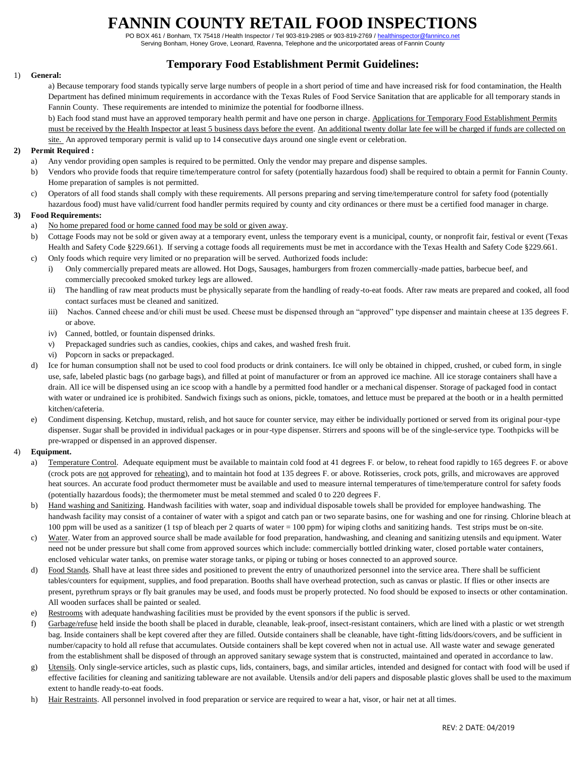# FANNIN COUNTY RETAIL FOOD INSPECTIONS

PO BOX 461 / Bonham, TX 75418 / Health Inspector / Tel 903-819-2985 or 903-819-2769 / healthinspector@fanninco.net
Serving Bonham, Honey Grove, Leonard, Ravenna, Telephone and the unicorportated areas of Fannin County

## Temporary Food Establishment Permit Guidelines:

1) **General:**

a) Because temporary food stands typically serve large numbers of people in a short period of time and have increased risk for food contamination, the Health Department has defined minimum requirements in accordance with the Texas Rules of Food Service Sanitation that are applicable for all temporary stands in Fannin County. These requirements are intended to minimize the potential for foodborne illness.

b) Each food stand must have an approved temporary health permit and have one person in charge. Applications for Temporary Food Establishment Permits must be received by the Health Inspector at least 5 business days before the event. An additional twenty dollar late fee will be charged if funds are collected on site. An approved temporary permit is valid up to 14 consecutive days around one single event or celebration.

**2) Permit Required :**

a) Any vendor providing open samples is required to be permitted. Only the vendor may prepare and dispense samples.

b) Vendors who provide foods that require time/temperature control for safety (potentially hazardous food) shall be required to obtain a permit for Fannin County. Home preparation of samples is not permitted.

c) Operators of all food stands shall comply with these requirements. All persons preparing and serving time/temperature control for safety food (potentially hazardous food) must have valid/current food handler permits required by county and city ordinances or there must be a certified food manager in charge.

**3) Food Requirements:**

a) No home prepared food or home canned food may be sold or given away.

b) Cottage Foods may not be sold or given away at a temporary event, unless the temporary event is a municipal, county, or nonprofit fair, festival or event (Texas Health and Safety Code §229.661). If serving a cottage foods all requirements must be met in accordance with the Texas Health and Safety Code §229.661.

c) Only foods which require very limited or no preparation will be served. Authorized foods include:

i) Only commercially prepared meats are allowed. Hot Dogs, Sausages, hamburgers from frozen commercially-made patties, barbecue beef, and commercially precooked smoked turkey legs are allowed.

ii) The handling of raw meat products must be physically separate from the handling of ready-to-eat foods. After raw meats are prepared and cooked, all food contact surfaces must be cleaned and sanitized.

iii) Nachos. Canned cheese and/or chili must be used. Cheese must be dispensed through an "approved" type dispenser and maintain cheese at 135 degrees F. or above.

iv) Canned, bottled, or fountain dispensed drinks.

v) Prepackaged sundries such as candies, cookies, chips and cakes, and washed fresh fruit.

vi) Popcorn in sacks or prepackaged.

d) Ice for human consumption shall not be used to cool food products or drink containers. Ice will only be obtained in chipped, crushed, or cubed form, in single use, safe, labeled plastic bags (no garbage bags), and filled at point of manufacturer or from an approved ice machine. All ice storage containers shall have a drain. All ice will be dispensed using an ice scoop with a handle by a permitted food handler or a mechanical dispenser. Storage of packaged food in contact with water or undrained ice is prohibited. Sandwich fixings such as onions, pickle, tomatoes, and lettuce must be prepared at the booth or in a health permitted kitchen/cafeteria.

e) Condiment dispensing. Ketchup, mustard, relish, and hot sauce for counter service, may either be individually portioned or served from its original pour-type dispenser. Sugar shall be provided in individual packages or in pour-type dispenser. Stirrers and spoons will be of the single-service type. Toothpicks will be pre-wrapped or dispensed in an approved dispenser.

4) **Equipment.**

a) Temperature Control. Adequate equipment must be available to maintain cold food at 41 degrees F. or below, to reheat food rapidly to 165 degrees F. or above (crock pots are not approved for reheating), and to maintain hot food at 135 degrees F. or above. Rotisseries, crock pots, grills, and microwaves are approved heat sources. An accurate food product thermometer must be available and used to measure internal temperatures of time/temperature control for safety foods (potentially hazardous foods); the thermometer must be metal stemmed and scaled 0 to 220 degrees F.

b) Hand washing and Sanitizing. Handwash facilities with water, soap and individual disposable towels shall be provided for employee handwashing. The handwash facility may consist of a container of water with a spigot and catch pan or two separate basins, one for washing and one for rinsing. Chlorine bleach at 100 ppm will be used as a sanitizer (1 tsp of bleach per 2 quarts of water = 100 ppm) for wiping cloths and sanitizing hands. Test strips must be on-site.

c) Water. Water from an approved source shall be made available for food preparation, handwashing, and cleaning and sanitizing utensils and equipment. Water need not be under pressure but shall come from approved sources which include: commercially bottled drinking water, closed portable water containers, enclosed vehicular water tanks, on premise water storage tanks, or piping or tubing or hoses connected to an approved source.

d) Food Stands. Shall have at least three sides and positioned to prevent the entry of unauthorized personnel into the service area. There shall be sufficient tables/counters for equipment, supplies, and food preparation. Booths shall have overhead protection, such as canvas or plastic. If flies or other insects are present, pyrethrum sprays or fly bait granules may be used, and foods must be properly protected. No food should be exposed to insects or other contamination. All wooden surfaces shall be painted or sealed.

e) Restrooms with adequate handwashing facilities must be provided by the event sponsors if the public is served.

f) Garbage/refuse held inside the booth shall be placed in durable, cleanable, leak-proof, insect-resistant containers, which are lined with a plastic or wet strength bag. Inside containers shall be kept covered after they are filled. Outside containers shall be cleanable, have tight-fitting lids/doors/covers, and be sufficient in number/capacity to hold all refuse that accumulates. Outside containers shall be kept covered when not in actual use. All waste water and sewage generated from the establishment shall be disposed of through an approved sanitary sewage system that is constructed, maintained and operated in accordance to law.

g) Utensils. Only single-service articles, such as plastic cups, lids, containers, bags, and similar articles, intended and designed for contact with food will be used if effective facilities for cleaning and sanitizing tableware are not available. Utensils and/or deli papers and disposable plastic gloves shall be used to the maximum extent to handle ready-to-eat foods.

h) Hair Restraints. All personnel involved in food preparation or service are required to wear a hat, visor, or hair net at all times.

REV: 2 DATE: 04/2019